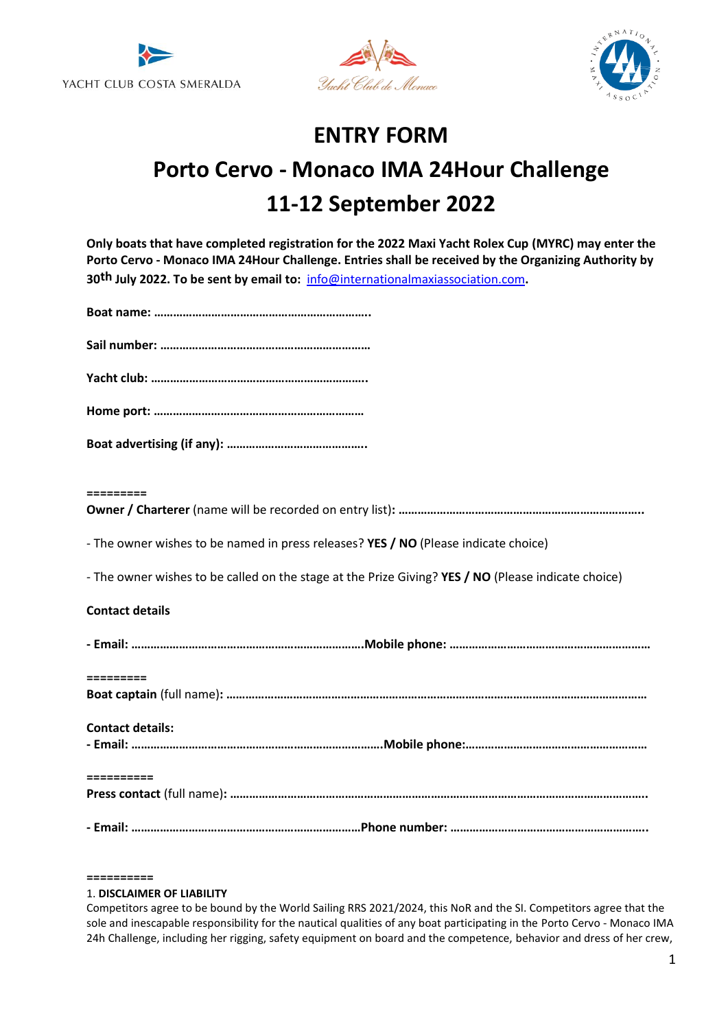YACHT CLUB COSTA SMERALDA

Yacht Club de Monaco

INTERNATIONAL MAXI ASSOCIATION

# ENTRY FORM

# Porto Cervo - Monaco IMA 24Hour Challenge

# 11-12 September 2022

**Only boats that have completed registration for the 2022 Maxi Yacht Rolex Cup (MYRC) may enter the Porto Cervo - Monaco IMA 24Hour Challenge. Entries shall be received by the Organizing Authority by 30th July 2022. To be sent by email to:** info@internationalmaxiassociation.com**.**

**Boat name: …………………………………………………………..**

**Sail number: ……………………………………………………….**

**Yacht club: …………………………………………………………..**

**Home port: ………………………………………………………..**

**Boat advertising (if any): ……………………………………..**

**=========**

**Owner / Charterer** (name will be recorded on entry list)**: ………………………………………………………………..**

- The owner wishes to be named in press releases? **YES / NO** (Please indicate choice)

- The owner wishes to be called on the stage at the Prize Giving? **YES / NO** (Please indicate choice)

**Contact details**

**- Email: ………………………………………………………………Mobile phone: ……………………………………………………**

**=========**

**Boat captain** (full name)**: …………………………………………………………………………………………………………………**

**Contact details:**

**- Email: …………………………………………………………………..Mobile phone:………………………………………………**

**==========**

**Press contact** (full name)**: ………………………………………………………………………………………………………………..**

**- Email: ……………………………………………………………..Phone number: …………………………………………………..**

**==========**

1. **DISCLAIMER OF LIABILITY**

Competitors agree to be bound by the World Sailing RRS 2021/2024, this NoR and the SI. Competitors agree that the sole and inescapable responsibility for the nautical qualities of any boat participating in the Porto Cervo - Monaco IMA 24h Challenge, including her rigging, safety equipment on board and the competence, behavior and dress of her crew,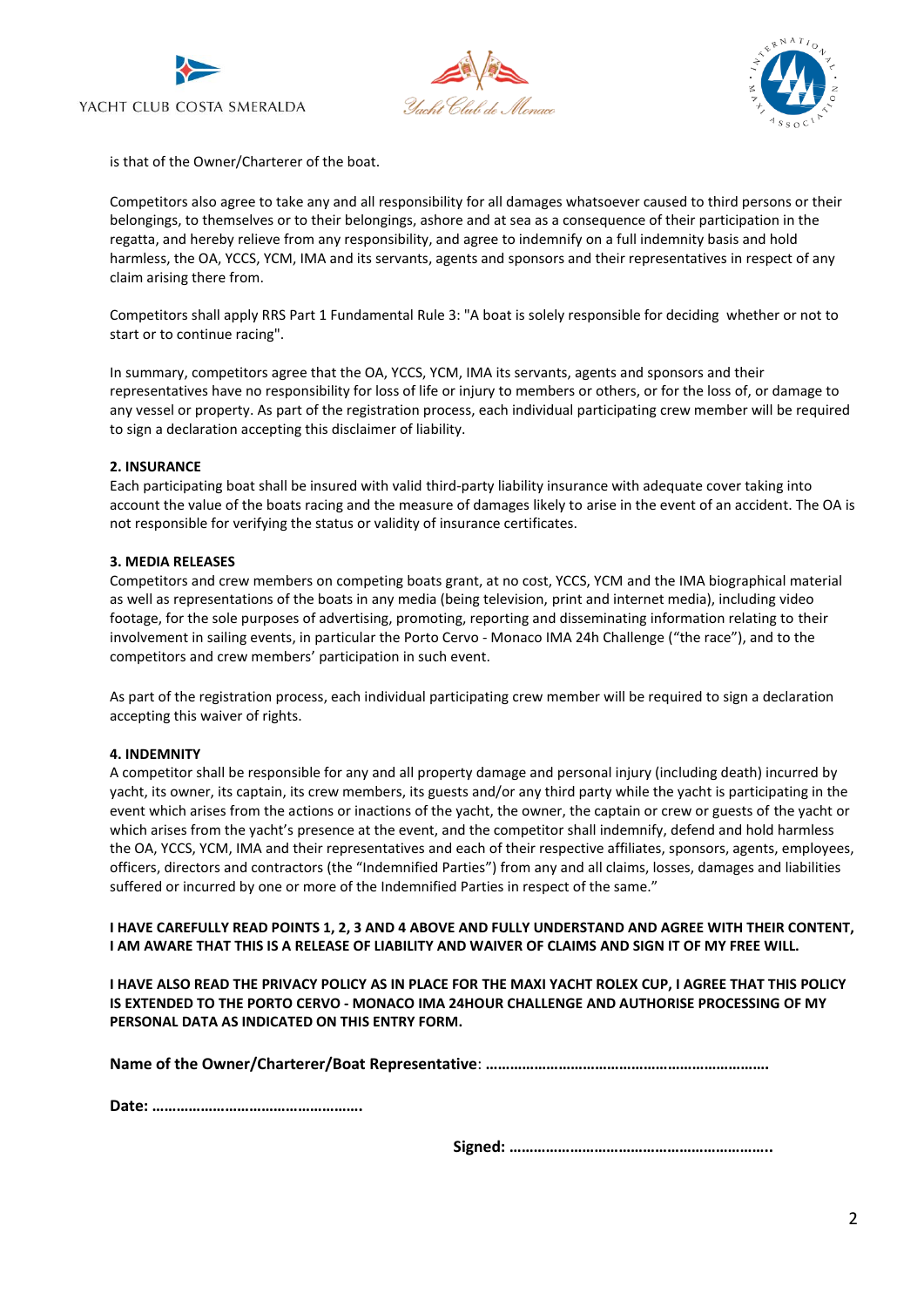is that of the Owner/Charterer of the boat.

Competitors also agree to take any and all responsibility for all damages whatsoever caused to third persons or their belongings, to themselves or to their belongings, ashore and at sea as a consequence of their participation in the regatta, and hereby relieve from any responsibility, and agree to indemnify on a full indemnity basis and hold harmless, the OA, YCCS, YCM, IMA and its servants, agents and sponsors and their representatives in respect of any claim arising there from.

Competitors shall apply RRS Part 1 Fundamental Rule 3: "A boat is solely responsible for deciding whether or not to start or to continue racing".

In summary, competitors agree that the OA, YCCS, YCM, IMA its servants, agents and sponsors and their representatives have no responsibility for loss of life or injury to members or others, or for the loss of, or damage to any vessel or property. As part of the registration process, each individual participating crew member will be required to sign a declaration accepting this disclaimer of liability.

**2. INSURANCE**

Each participating boat shall be insured with valid third-party liability insurance with adequate cover taking into account the value of the boats racing and the measure of damages likely to arise in the event of an accident. The OA is not responsible for verifying the status or validity of insurance certificates.

**3. MEDIA RELEASES**

Competitors and crew members on competing boats grant, at no cost, YCCS, YCM and the IMA biographical material as well as representations of the boats in any media (being television, print and internet media), including video footage, for the sole purposes of advertising, promoting, reporting and disseminating information relating to their involvement in sailing events, in particular the Porto Cervo - Monaco IMA 24h Challenge ("the race"), and to the competitors and crew members' participation in such event.

As part of the registration process, each individual participating crew member will be required to sign a declaration accepting this waiver of rights.

**4. INDEMNITY**

A competitor shall be responsible for any and all property damage and personal injury (including death) incurred by yacht, its owner, its captain, its crew members, its guests and/or any third party while the yacht is participating in the event which arises from the actions or inactions of the yacht, the owner, the captain or crew or guests of the yacht or which arises from the yacht's presence at the event, and the competitor shall indemnify, defend and hold harmless the OA, YCCS, YCM, IMA and their representatives and each of their respective affiliates, sponsors, agents, employees, officers, directors and contractors (the "Indemnified Parties") from any and all claims, losses, damages and liabilities suffered or incurred by one or more of the Indemnified Parties in respect of the same."

**I HAVE CAREFULLY READ POINTS 1, 2, 3 AND 4 ABOVE AND FULLY UNDERSTAND AND AGREE WITH THEIR CONTENT, I AM AWARE THAT THIS IS A RELEASE OF LIABILITY AND WAIVER OF CLAIMS AND SIGN IT OF MY FREE WILL.**

**I HAVE ALSO READ THE PRIVACY POLICY AS IN PLACE FOR THE MAXI YACHT ROLEX CUP, I AGREE THAT THIS POLICY IS EXTENDED TO THE PORTO CERVO - MONACO IMA 24HOUR CHALLENGE AND AUTHORISE PROCESSING OF MY PERSONAL DATA AS INDICATED ON THIS ENTRY FORM.**

**Name of the Owner/Charterer/Boat Representative**: **…………………………………………………………….**

**Date: …………………………………………….**

**Signed: ………………………………………………………..**